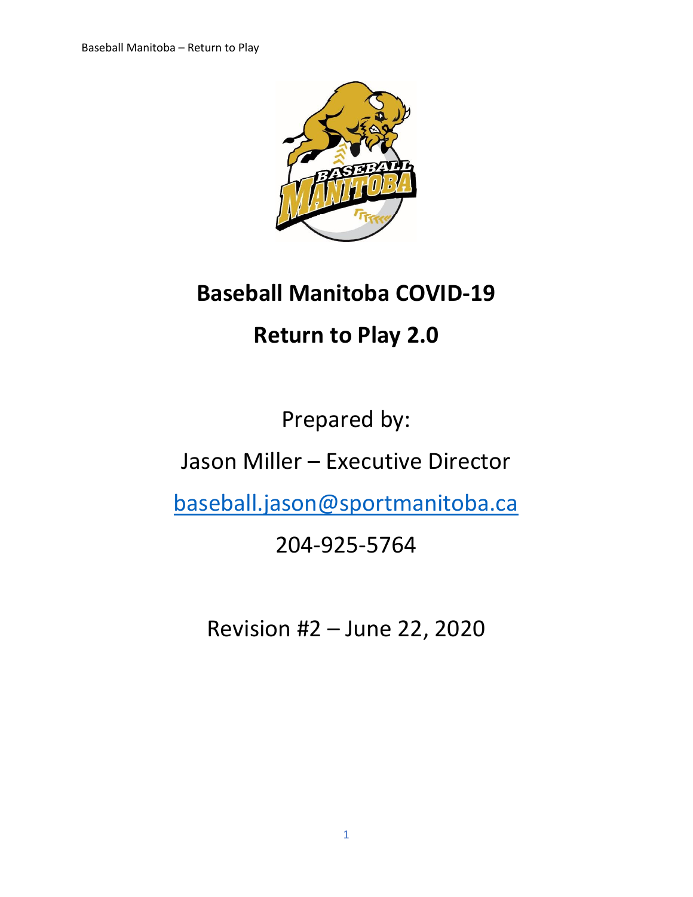# Baseball Manitoba COVID-19

# Return to Play 2.0

Prepared by:

Jason Miller – Executive Director

baseball.jason@sportmanitoba.ca

204-925-5764

Revision #2 – June 22, 2020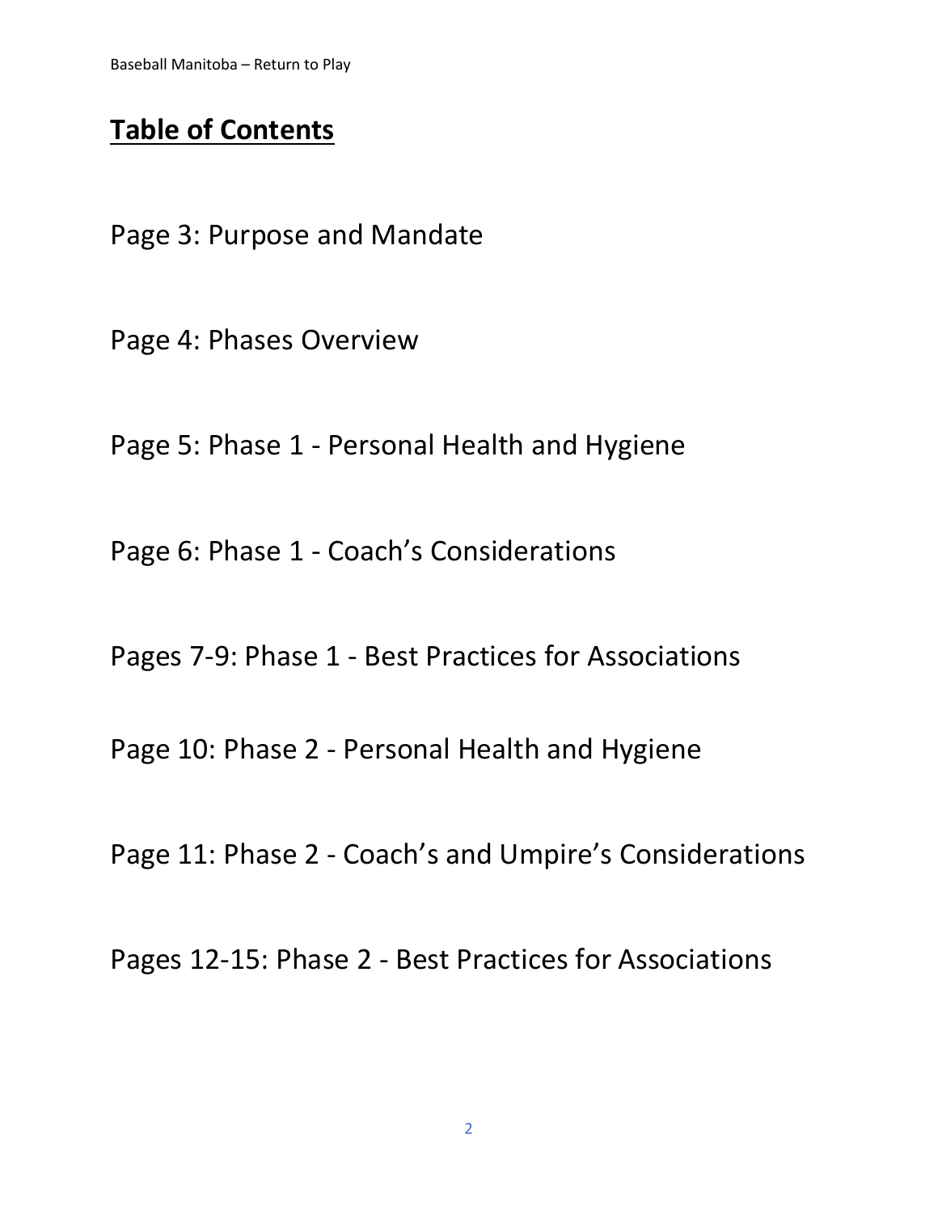# Table of Contents

Page 3: Purpose and Mandate

Page 4: Phases Overview

Page 5: Phase 1 - Personal Health and Hygiene

Page 6: Phase 1 - Coach's Considerations

Pages 7-9: Phase 1 - Best Practices for Associations

Page 10: Phase 2 - Personal Health and Hygiene

Page 11: Phase 2 - Coach's and Umpire's Considerations

Pages 12-15: Phase 2 - Best Practices for Associations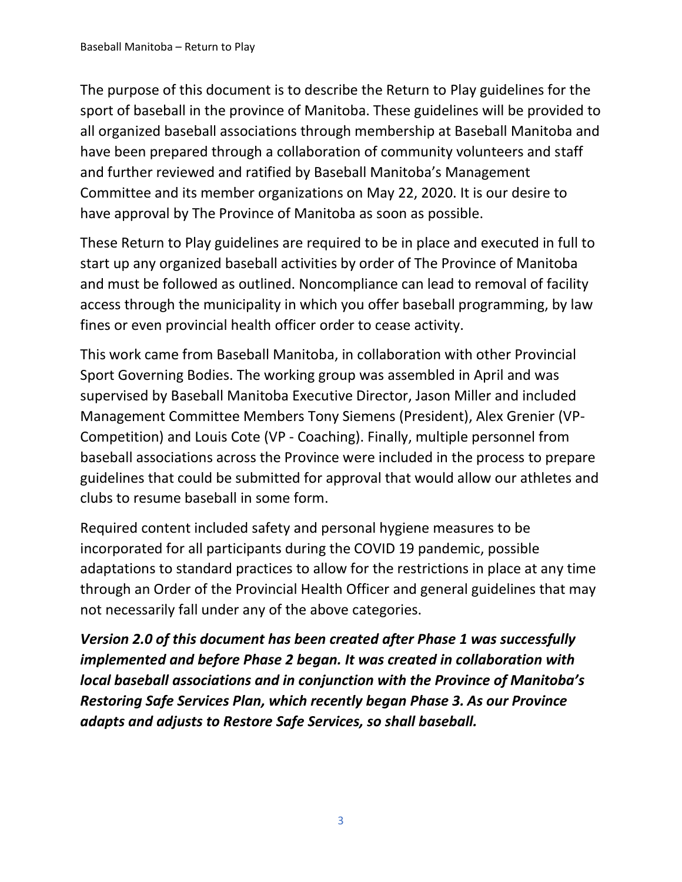The purpose of this document is to describe the Return to Play guidelines for the sport of baseball in the province of Manitoba. These guidelines will be provided to all organized baseball associations through membership at Baseball Manitoba and have been prepared through a collaboration of community volunteers and staff and further reviewed and ratified by Baseball Manitoba's Management Committee and its member organizations on May 22, 2020. It is our desire to have approval by The Province of Manitoba as soon as possible.

These Return to Play guidelines are required to be in place and executed in full to start up any organized baseball activities by order of The Province of Manitoba and must be followed as outlined. Noncompliance can lead to removal of facility access through the municipality in which you offer baseball programming, by law fines or even provincial health officer order to cease activity.

This work came from Baseball Manitoba, in collaboration with other Provincial Sport Governing Bodies. The working group was assembled in April and was supervised by Baseball Manitoba Executive Director, Jason Miller and included Management Committee Members Tony Siemens (President), Alex Grenier (VP-Competition) and Louis Cote (VP - Coaching). Finally, multiple personnel from baseball associations across the Province were included in the process to prepare guidelines that could be submitted for approval that would allow our athletes and clubs to resume baseball in some form.

Required content included safety and personal hygiene measures to be incorporated for all participants during the COVID 19 pandemic, possible adaptations to standard practices to allow for the restrictions in place at any time through an Order of the Provincial Health Officer and general guidelines that may not necessarily fall under any of the above categories.

***Version 2.0 of this document has been created after Phase 1 was successfully implemented and before Phase 2 began. It was created in collaboration with local baseball associations and in conjunction with the Province of Manitoba's Restoring Safe Services Plan, which recently began Phase 3. As our Province adapts and adjusts to Restore Safe Services, so shall baseball.***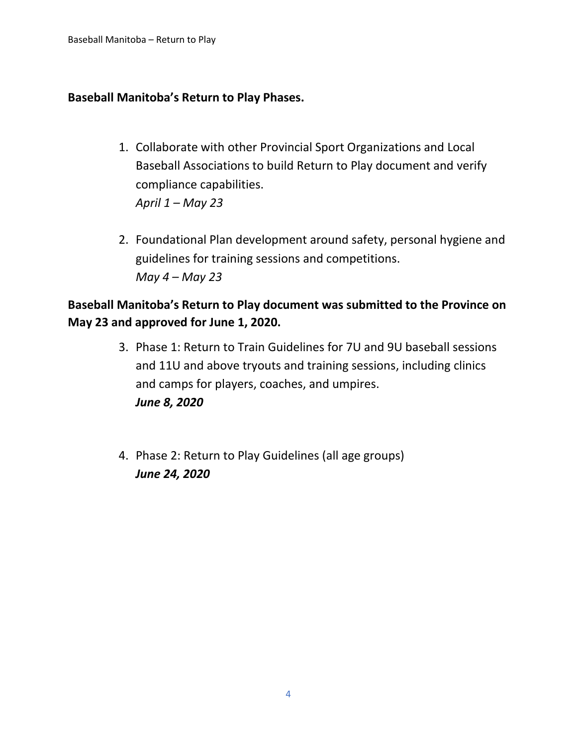**Baseball Manitoba's Return to Play Phases.**

1. Collaborate with other Provincial Sport Organizations and Local Baseball Associations to build Return to Play document and verify compliance capabilities.
   *April 1 – May 23*

2. Foundational Plan development around safety, personal hygiene and guidelines for training sessions and competitions.
   *May 4 – May 23*

**Baseball Manitoba's Return to Play document was submitted to the Province on May 23 and approved for June 1, 2020.**

3. Phase 1: Return to Train Guidelines for 7U and 9U baseball sessions and 11U and above tryouts and training sessions, including clinics and camps for players, coaches, and umpires.
   ***June 8, 2020***

4. Phase 2: Return to Play Guidelines (all age groups)
   ***June 24, 2020***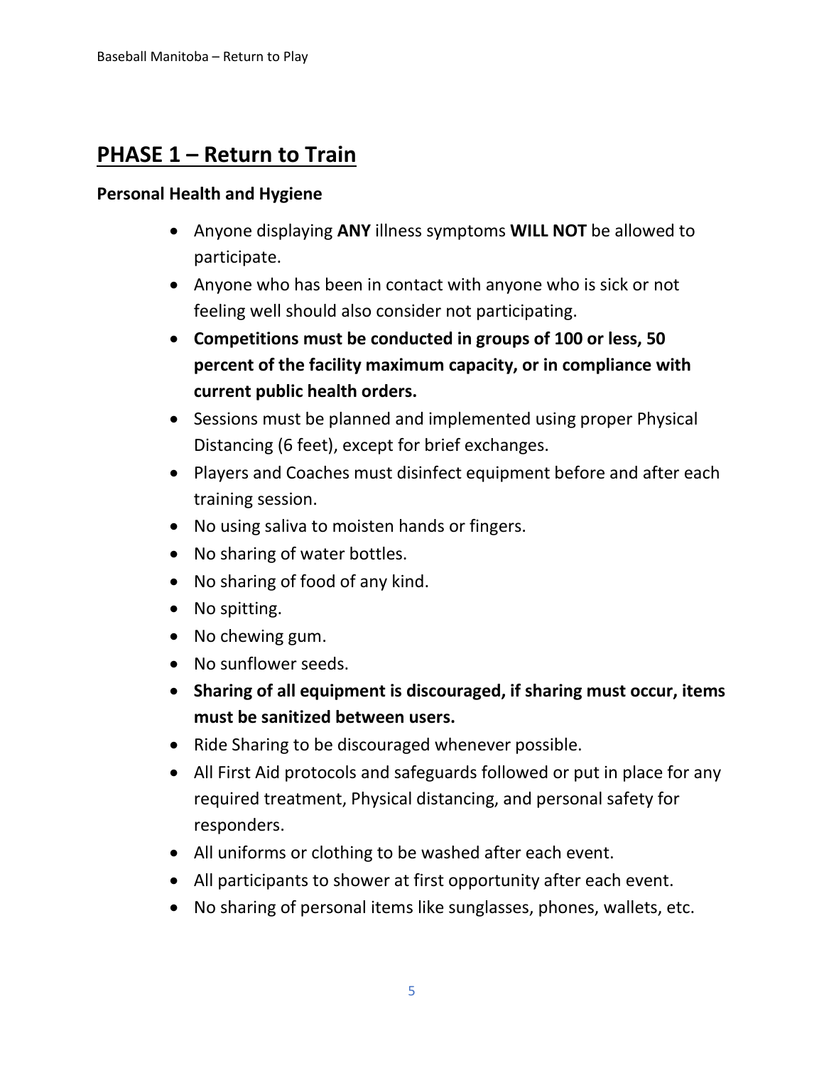## PHASE 1 – Return to Train

### Personal Health and Hygiene

- Anyone displaying **ANY** illness symptoms **WILL NOT** be allowed to participate.
- Anyone who has been in contact with anyone who is sick or not feeling well should also consider not participating.
- **Competitions must be conducted in groups of 100 or less, 50 percent of the facility maximum capacity, or in compliance with current public health orders.**
- Sessions must be planned and implemented using proper Physical Distancing (6 feet), except for brief exchanges.
- Players and Coaches must disinfect equipment before and after each training session.
- No using saliva to moisten hands or fingers.
- No sharing of water bottles.
- No sharing of food of any kind.
- No spitting.
- No chewing gum.
- No sunflower seeds.
- **Sharing of all equipment is discouraged, if sharing must occur, items must be sanitized between users.**
- Ride Sharing to be discouraged whenever possible.
- All First Aid protocols and safeguards followed or put in place for any required treatment, Physical distancing, and personal safety for responders.
- All uniforms or clothing to be washed after each event.
- All participants to shower at first opportunity after each event.
- No sharing of personal items like sunglasses, phones, wallets, etc.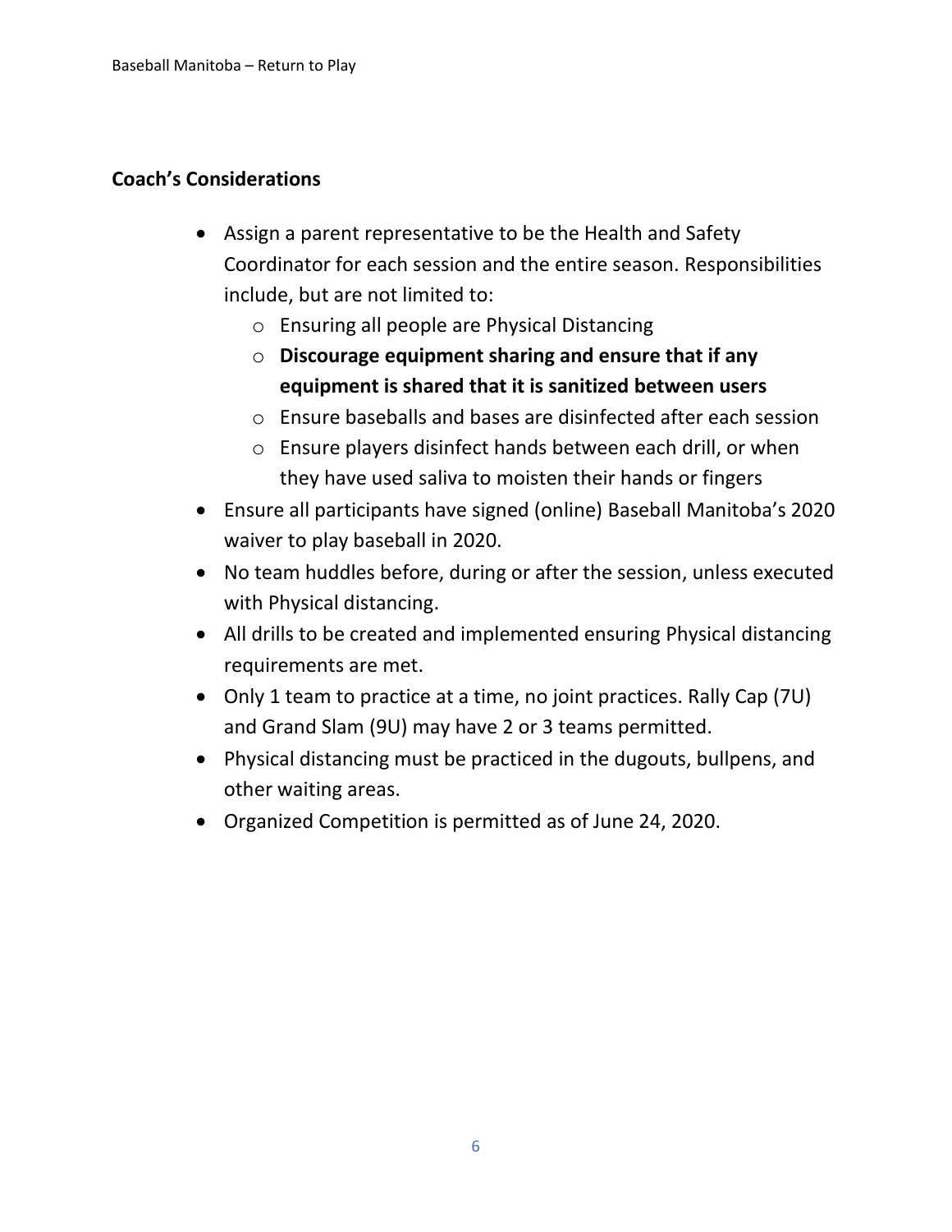## Coach's Considerations

- Assign a parent representative to be the Health and Safety Coordinator for each session and the entire season. Responsibilities include, but are not limited to:
  - Ensuring all people are Physical Distancing
  - **Discourage equipment sharing and ensure that if any equipment is shared that it is sanitized between users**
  - Ensure baseballs and bases are disinfected after each session
  - Ensure players disinfect hands between each drill, or when they have used saliva to moisten their hands or fingers
- Ensure all participants have signed (online) Baseball Manitoba's 2020 waiver to play baseball in 2020.
- No team huddles before, during or after the session, unless executed with Physical distancing.
- All drills to be created and implemented ensuring Physical distancing requirements are met.
- Only 1 team to practice at a time, no joint practices. Rally Cap (7U) and Grand Slam (9U) may have 2 or 3 teams permitted.
- Physical distancing must be practiced in the dugouts, bullpens, and other waiting areas.
- Organized Competition is permitted as of June 24, 2020.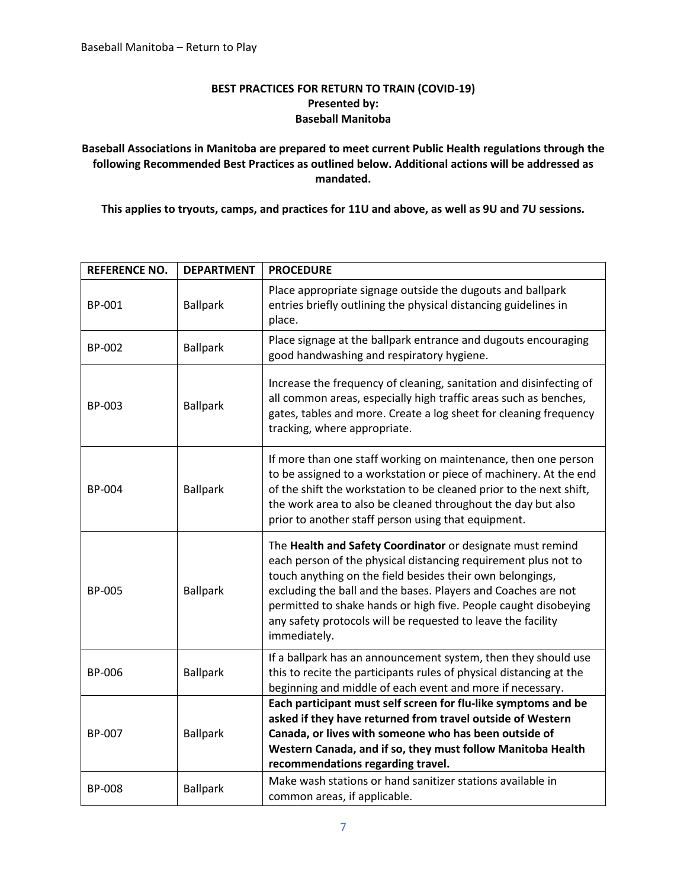**BEST PRACTICES FOR RETURN TO TRAIN (COVID-19)**
**Presented by:**
**Baseball Manitoba**

**Baseball Associations in Manitoba are prepared to meet current Public Health regulations through the following Recommended Best Practices as outlined below. Additional actions will be addressed as mandated.**

**This applies to tryouts, camps, and practices for 11U and above, as well as 9U and 7U sessions.**

| REFERENCE NO. | DEPARTMENT | PROCEDURE |
|---|---|---|
| BP-001 | Ballpark | Place appropriate signage outside the dugouts and ballpark entries briefly outlining the physical distancing guidelines in place. |
| BP-002 | Ballpark | Place signage at the ballpark entrance and dugouts encouraging good handwashing and respiratory hygiene. |
| BP-003 | Ballpark | Increase the frequency of cleaning, sanitation and disinfecting of all common areas, especially high traffic areas such as benches, gates, tables and more. Create a log sheet for cleaning frequency tracking, where appropriate. |
| BP-004 | Ballpark | If more than one staff working on maintenance, then one person to be assigned to a workstation or piece of machinery. At the end of the shift the workstation to be cleaned prior to the next shift, the work area to also be cleaned throughout the day but also prior to another staff person using that equipment. |
| BP-005 | Ballpark | The **Health and Safety Coordinator** or designate must remind each person of the physical distancing requirement plus not to touch anything on the field besides their own belongings, excluding the ball and the bases. Players and Coaches are not permitted to shake hands or high five. People caught disobeying any safety protocols will be requested to leave the facility immediately. |
| BP-006 | Ballpark | If a ballpark has an announcement system, then they should use this to recite the participants rules of physical distancing at the beginning and middle of each event and more if necessary. |
| BP-007 | Ballpark | **Each participant must self screen for flu-like symptoms and be asked if they have returned from travel outside of Western Canada, or lives with someone who has been outside of Western Canada, and if so, they must follow Manitoba Health recommendations regarding travel.** |
| BP-008 | Ballpark | Make wash stations or hand sanitizer stations available in common areas, if applicable. |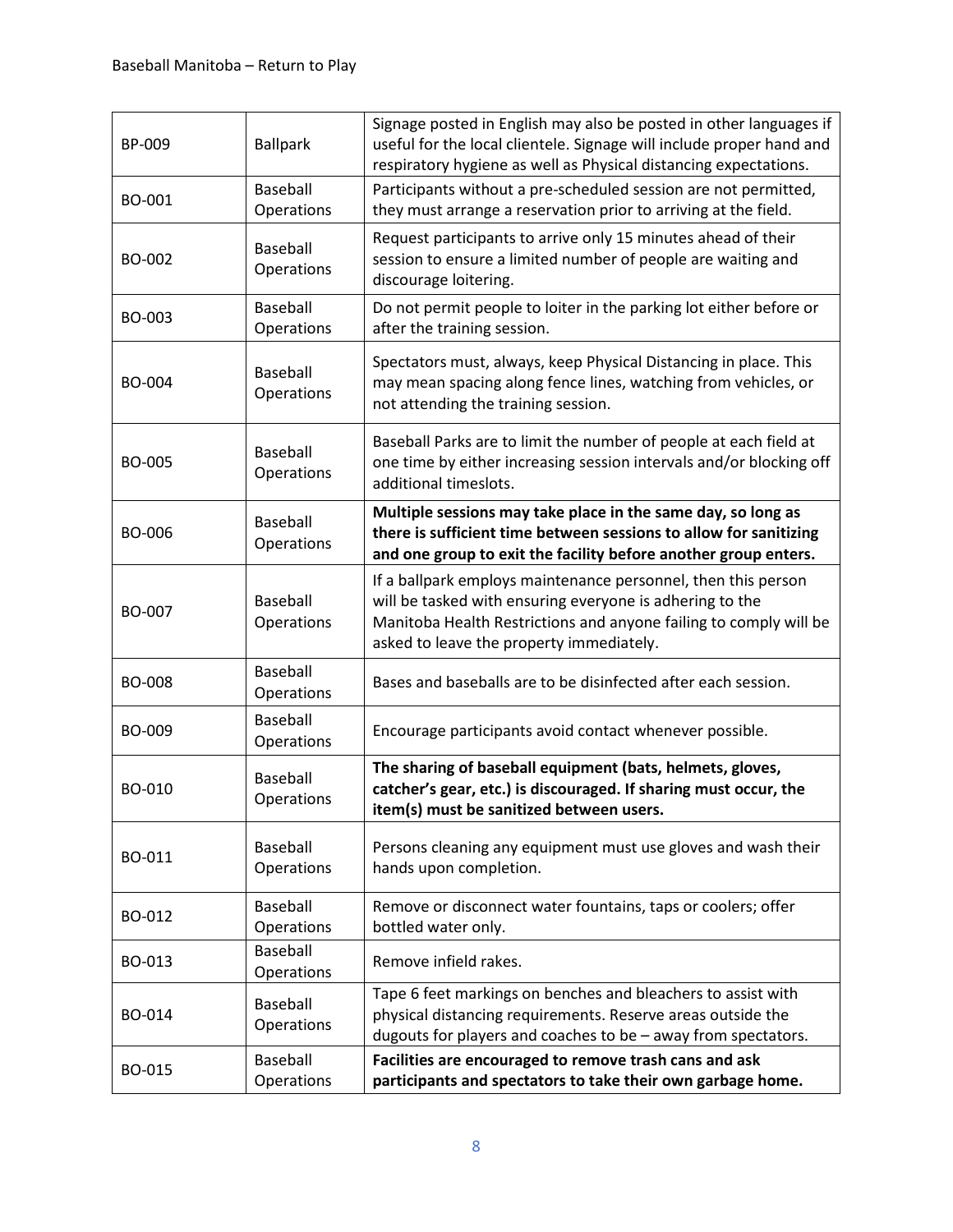| BP-009 | Ballpark | Signage posted in English may also be posted in other languages if useful for the local clientele. Signage will include proper hand and respiratory hygiene as well as Physical distancing expectations. |
|---|---|---|
| BO-001 | Baseball Operations | Participants without a pre-scheduled session are not permitted, they must arrange a reservation prior to arriving at the field. |
| BO-002 | Baseball Operations | Request participants to arrive only 15 minutes ahead of their session to ensure a limited number of people are waiting and discourage loitering. |
| BO-003 | Baseball Operations | Do not permit people to loiter in the parking lot either before or after the training session. |
| BO-004 | Baseball Operations | Spectators must, always, keep Physical Distancing in place. This may mean spacing along fence lines, watching from vehicles, or not attending the training session. |
| BO-005 | Baseball Operations | Baseball Parks are to limit the number of people at each field at one time by either increasing session intervals and/or blocking off additional timeslots. |
| BO-006 | Baseball Operations | **Multiple sessions may take place in the same day, so long as there is sufficient time between sessions to allow for sanitizing and one group to exit the facility before another group enters.** |
| BO-007 | Baseball Operations | If a ballpark employs maintenance personnel, then this person will be tasked with ensuring everyone is adhering to the Manitoba Health Restrictions and anyone failing to comply will be asked to leave the property immediately. |
| BO-008 | Baseball Operations | Bases and baseballs are to be disinfected after each session. |
| BO-009 | Baseball Operations | Encourage participants avoid contact whenever possible. |
| BO-010 | Baseball Operations | **The sharing of baseball equipment (bats, helmets, gloves, catcher's gear, etc.) is discouraged. If sharing must occur, the item(s) must be sanitized between users.** |
| BO-011 | Baseball Operations | Persons cleaning any equipment must use gloves and wash their hands upon completion. |
| BO-012 | Baseball Operations | Remove or disconnect water fountains, taps or coolers; offer bottled water only. |
| BO-013 | Baseball Operations | Remove infield rakes. |
| BO-014 | Baseball Operations | Tape 6 feet markings on benches and bleachers to assist with physical distancing requirements. Reserve areas outside the dugouts for players and coaches to be – away from spectators. |
| BO-015 | Baseball Operations | **Facilities are encouraged to remove trash cans and ask participants and spectators to take their own garbage home.** |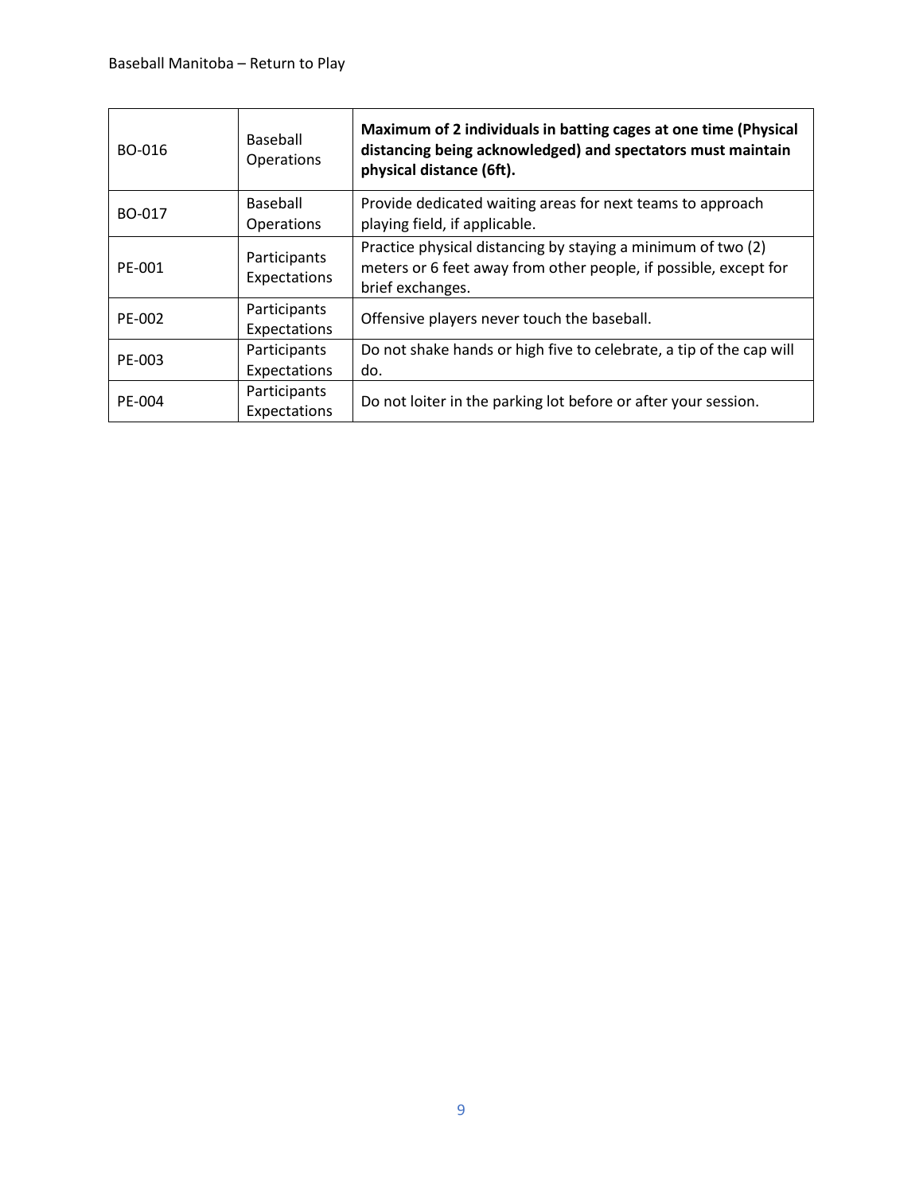| | | |
|---|---|---|
| BO-016 | Baseball Operations | **Maximum of 2 individuals in batting cages at one time (Physical distancing being acknowledged) and spectators must maintain physical distance (6ft).** |
| BO-017 | Baseball Operations | Provide dedicated waiting areas for next teams to approach playing field, if applicable. |
| PE-001 | Participants Expectations | Practice physical distancing by staying a minimum of two (2) meters or 6 feet away from other people, if possible, except for brief exchanges. |
| PE-002 | Participants Expectations | Offensive players never touch the baseball. |
| PE-003 | Participants Expectations | Do not shake hands or high five to celebrate, a tip of the cap will do. |
| PE-004 | Participants Expectations | Do not loiter in the parking lot before or after your session. |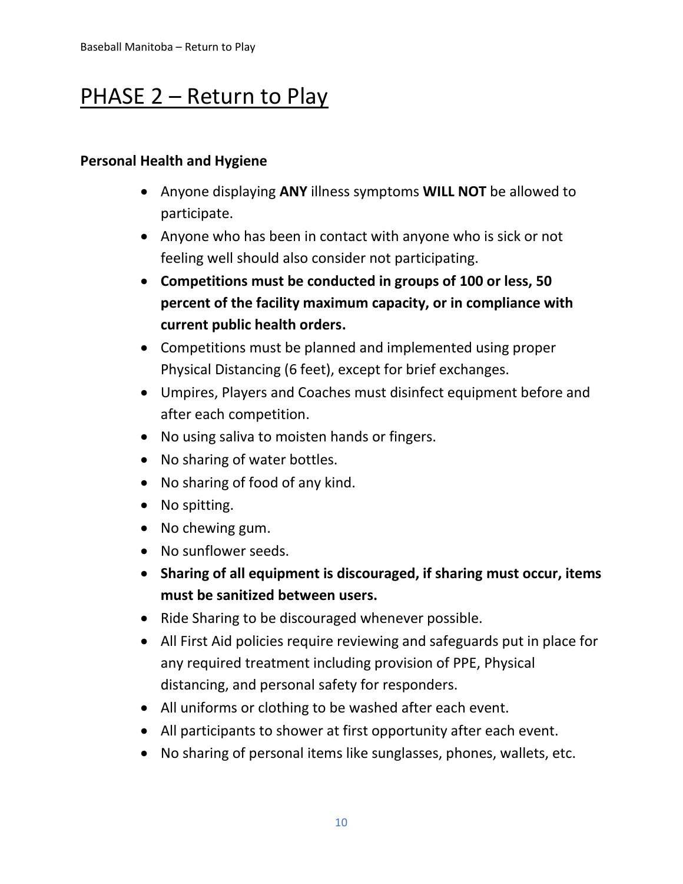# PHASE 2 – Return to Play

**Personal Health and Hygiene**

- Anyone displaying **ANY** illness symptoms **WILL NOT** be allowed to participate.
- Anyone who has been in contact with anyone who is sick or not feeling well should also consider not participating.
- **Competitions must be conducted in groups of 100 or less, 50 percent of the facility maximum capacity, or in compliance with current public health orders.**
- Competitions must be planned and implemented using proper Physical Distancing (6 feet), except for brief exchanges.
- Umpires, Players and Coaches must disinfect equipment before and after each competition.
- No using saliva to moisten hands or fingers.
- No sharing of water bottles.
- No sharing of food of any kind.
- No spitting.
- No chewing gum.
- No sunflower seeds.
- **Sharing of all equipment is discouraged, if sharing must occur, items must be sanitized between users.**
- Ride Sharing to be discouraged whenever possible.
- All First Aid policies require reviewing and safeguards put in place for any required treatment including provision of PPE, Physical distancing, and personal safety for responders.
- All uniforms or clothing to be washed after each event.
- All participants to shower at first opportunity after each event.
- No sharing of personal items like sunglasses, phones, wallets, etc.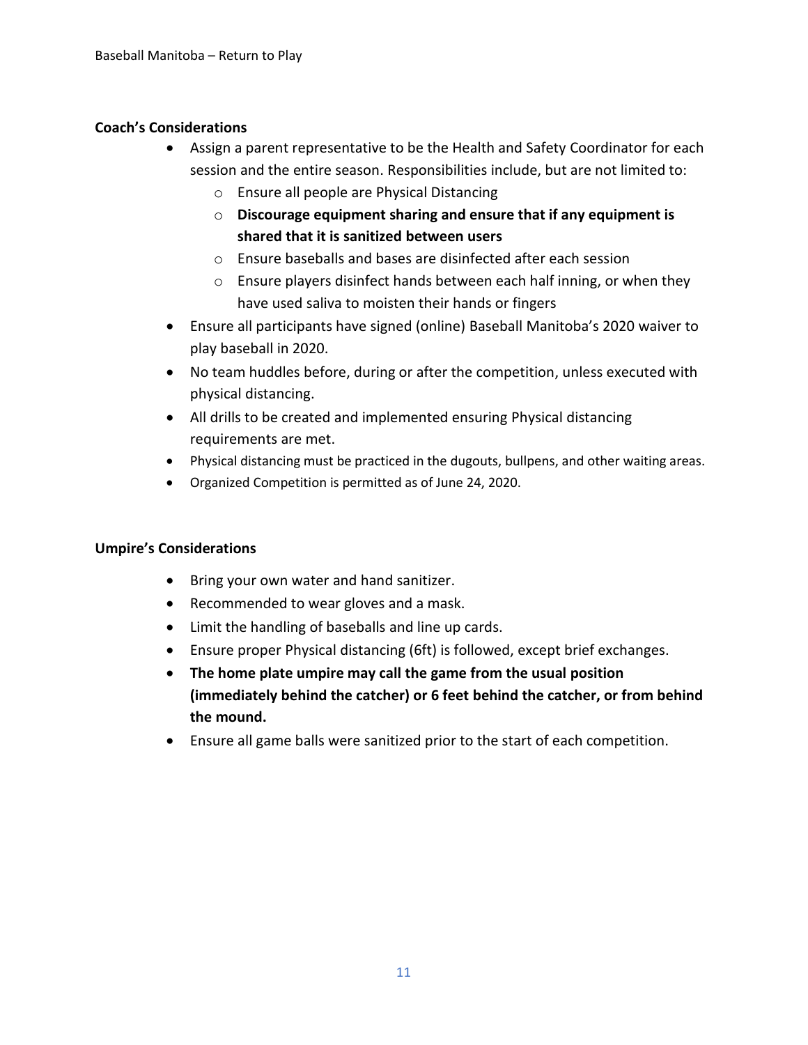**Coach's Considerations**

- Assign a parent representative to be the Health and Safety Coordinator for each session and the entire season. Responsibilities include, but are not limited to:
    - Ensure all people are Physical Distancing
    - **Discourage equipment sharing and ensure that if any equipment is shared that it is sanitized between users**
    - Ensure baseballs and bases are disinfected after each session
    - Ensure players disinfect hands between each half inning, or when they have used saliva to moisten their hands or fingers
- Ensure all participants have signed (online) Baseball Manitoba's 2020 waiver to play baseball in 2020.
- No team huddles before, during or after the competition, unless executed with physical distancing.
- All drills to be created and implemented ensuring Physical distancing requirements are met.
- Physical distancing must be practiced in the dugouts, bullpens, and other waiting areas.
- Organized Competition is permitted as of June 24, 2020.

**Umpire's Considerations**

- Bring your own water and hand sanitizer.
- Recommended to wear gloves and a mask.
- Limit the handling of baseballs and line up cards.
- Ensure proper Physical distancing (6ft) is followed, except brief exchanges.
- **The home plate umpire may call the game from the usual position (immediately behind the catcher) or 6 feet behind the catcher, or from behind the mound.**
- Ensure all game balls were sanitized prior to the start of each competition.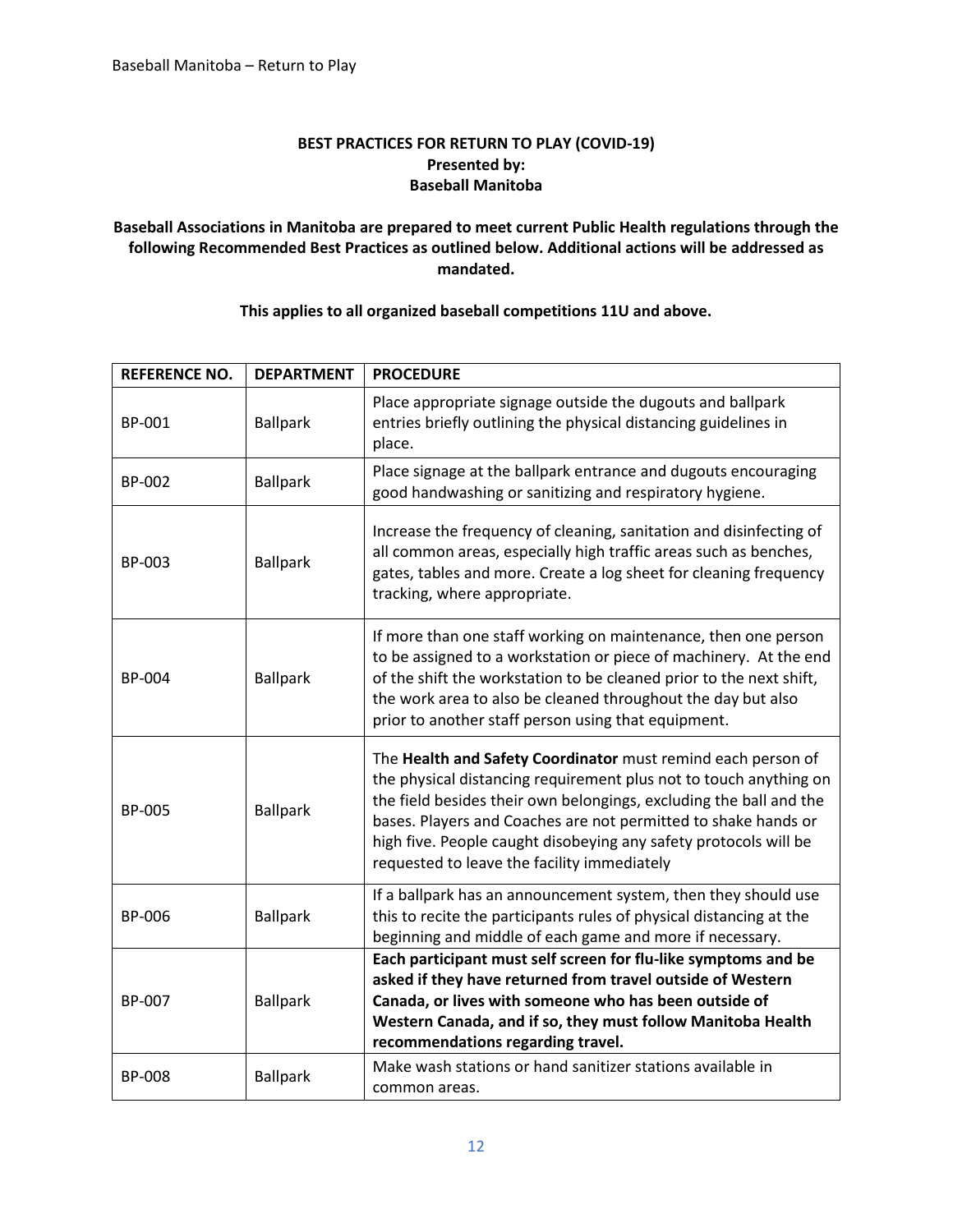**BEST PRACTICES FOR RETURN TO PLAY (COVID-19)**
**Presented by:**
**Baseball Manitoba**

**Baseball Associations in Manitoba are prepared to meet current Public Health regulations through the following Recommended Best Practices as outlined below. Additional actions will be addressed as mandated.**

**This applies to all organized baseball competitions 11U and above.**

| REFERENCE NO. | DEPARTMENT | PROCEDURE |
|---|---|---|
| BP-001 | Ballpark | Place appropriate signage outside the dugouts and ballpark entries briefly outlining the physical distancing guidelines in place. |
| BP-002 | Ballpark | Place signage at the ballpark entrance and dugouts encouraging good handwashing or sanitizing and respiratory hygiene. |
| BP-003 | Ballpark | Increase the frequency of cleaning, sanitation and disinfecting of all common areas, especially high traffic areas such as benches, gates, tables and more. Create a log sheet for cleaning frequency tracking, where appropriate. |
| BP-004 | Ballpark | If more than one staff working on maintenance, then one person to be assigned to a workstation or piece of machinery. At the end of the shift the workstation to be cleaned prior to the next shift, the work area to also be cleaned throughout the day but also prior to another staff person using that equipment. |
| BP-005 | Ballpark | The **Health and Safety Coordinator** must remind each person of the physical distancing requirement plus not to touch anything on the field besides their own belongings, excluding the ball and the bases. Players and Coaches are not permitted to shake hands or high five. People caught disobeying any safety protocols will be requested to leave the facility immediately |
| BP-006 | Ballpark | If a ballpark has an announcement system, then they should use this to recite the participants rules of physical distancing at the beginning and middle of each game and more if necessary. |
| BP-007 | Ballpark | **Each participant must self screen for flu-like symptoms and be asked if they have returned from travel outside of Western Canada, or lives with someone who has been outside of Western Canada, and if so, they must follow Manitoba Health recommendations regarding travel.** |
| BP-008 | Ballpark | Make wash stations or hand sanitizer stations available in common areas. |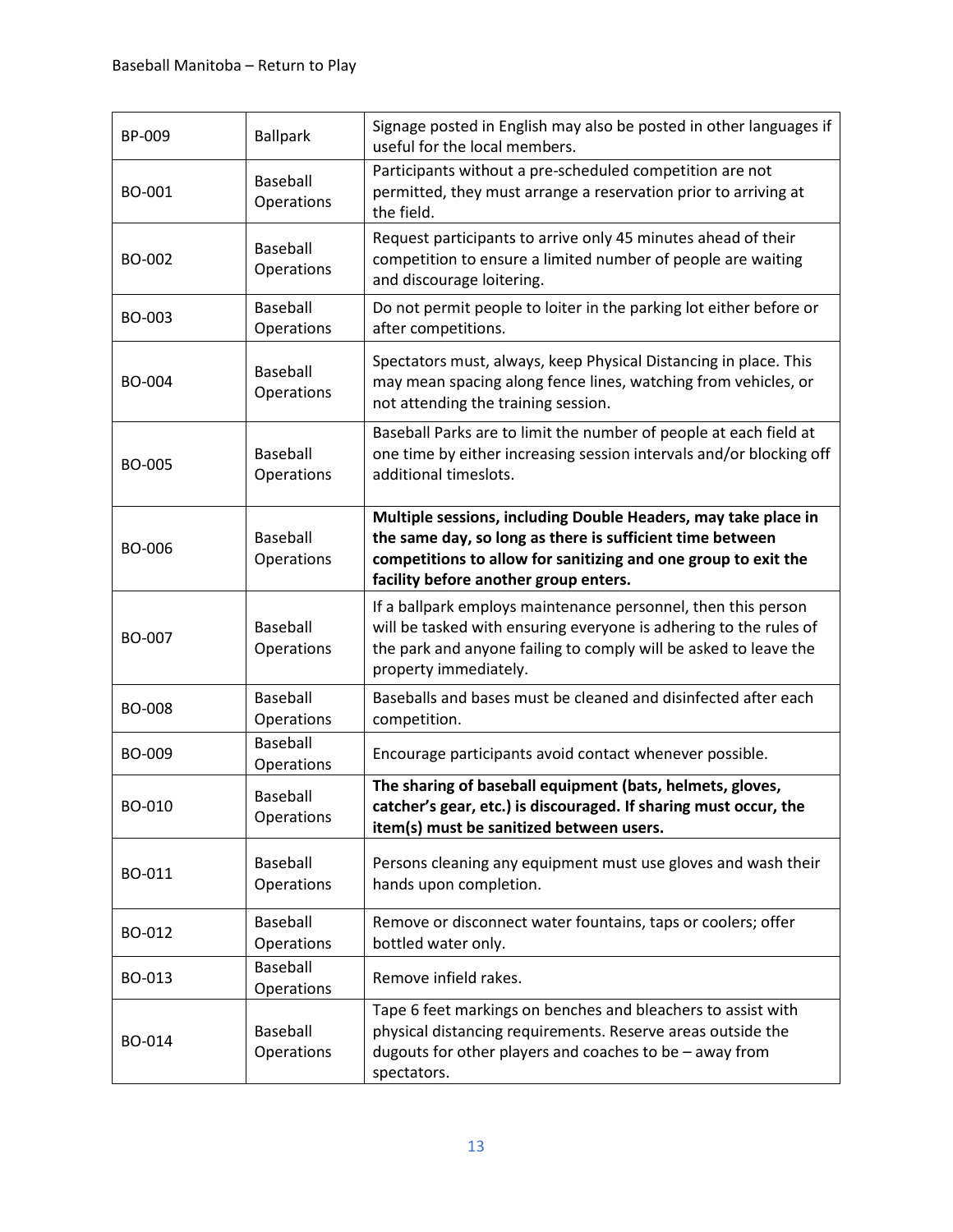| BP-009 | Ballpark | Signage posted in English may also be posted in other languages if useful for the local members. |
|---|---|---|
| BO-001 | Baseball Operations | Participants without a pre-scheduled competition are not permitted, they must arrange a reservation prior to arriving at the field. |
| BO-002 | Baseball Operations | Request participants to arrive only 45 minutes ahead of their competition to ensure a limited number of people are waiting and discourage loitering. |
| BO-003 | Baseball Operations | Do not permit people to loiter in the parking lot either before or after competitions. |
| BO-004 | Baseball Operations | Spectators must, always, keep Physical Distancing in place. This may mean spacing along fence lines, watching from vehicles, or not attending the training session. |
| BO-005 | Baseball Operations | Baseball Parks are to limit the number of people at each field at one time by either increasing session intervals and/or blocking off additional timeslots. |
| BO-006 | Baseball Operations | **Multiple sessions, including Double Headers, may take place in the same day, so long as there is sufficient time between competitions to allow for sanitizing and one group to exit the facility before another group enters.** |
| BO-007 | Baseball Operations | If a ballpark employs maintenance personnel, then this person will be tasked with ensuring everyone is adhering to the rules of the park and anyone failing to comply will be asked to leave the property immediately. |
| BO-008 | Baseball Operations | Baseballs and bases must be cleaned and disinfected after each competition. |
| BO-009 | Baseball Operations | Encourage participants avoid contact whenever possible. |
| BO-010 | Baseball Operations | **The sharing of baseball equipment (bats, helmets, gloves, catcher's gear, etc.) is discouraged. If sharing must occur, the item(s) must be sanitized between users.** |
| BO-011 | Baseball Operations | Persons cleaning any equipment must use gloves and wash their hands upon completion. |
| BO-012 | Baseball Operations | Remove or disconnect water fountains, taps or coolers; offer bottled water only. |
| BO-013 | Baseball Operations | Remove infield rakes. |
| BO-014 | Baseball Operations | Tape 6 feet markings on benches and bleachers to assist with physical distancing requirements. Reserve areas outside the dugouts for other players and coaches to be – away from spectators. |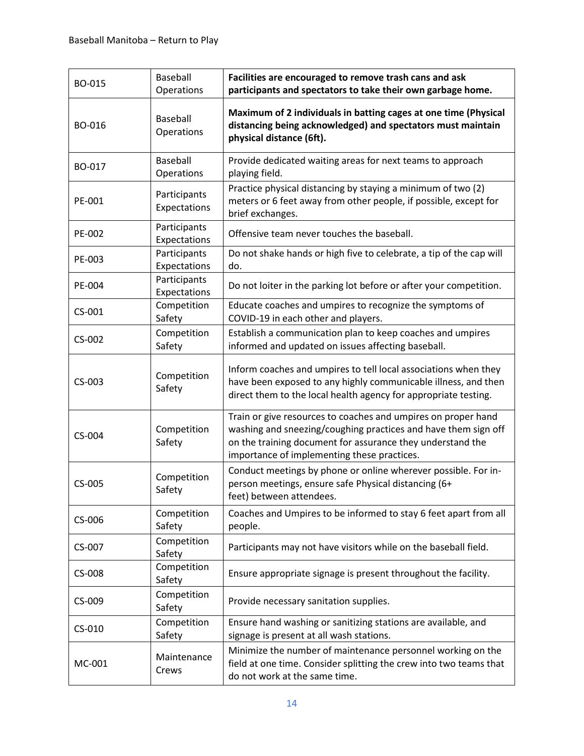| BO-015 | Baseball Operations | **Facilities are encouraged to remove trash cans and ask participants and spectators to take their own garbage home.** |
|---|---|---|
| BO-016 | Baseball Operations | **Maximum of 2 individuals in batting cages at one time (Physical distancing being acknowledged) and spectators must maintain physical distance (6ft).** |
| BO-017 | Baseball Operations | Provide dedicated waiting areas for next teams to approach playing field. |
| PE-001 | Participants Expectations | Practice physical distancing by staying a minimum of two (2) meters or 6 feet away from other people, if possible, except for brief exchanges. |
| PE-002 | Participants Expectations | Offensive team never touches the baseball. |
| PE-003 | Participants Expectations | Do not shake hands or high five to celebrate, a tip of the cap will do. |
| PE-004 | Participants Expectations | Do not loiter in the parking lot before or after your competition. |
| CS-001 | Competition Safety | Educate coaches and umpires to recognize the symptoms of COVID-19 in each other and players. |
| CS-002 | Competition Safety | Establish a communication plan to keep coaches and umpires informed and updated on issues affecting baseball. |
| CS-003 | Competition Safety | Inform coaches and umpires to tell local associations when they have been exposed to any highly communicable illness, and then direct them to the local health agency for appropriate testing. |
| CS-004 | Competition Safety | Train or give resources to coaches and umpires on proper hand washing and sneezing/coughing practices and have them sign off on the training document for assurance they understand the importance of implementing these practices. |
| CS-005 | Competition Safety | Conduct meetings by phone or online wherever possible. For in-person meetings, ensure safe Physical distancing (6+ feet) between attendees. |
| CS-006 | Competition Safety | Coaches and Umpires to be informed to stay 6 feet apart from all people. |
| CS-007 | Competition Safety | Participants may not have visitors while on the baseball field. |
| CS-008 | Competition Safety | Ensure appropriate signage is present throughout the facility. |
| CS-009 | Competition Safety | Provide necessary sanitation supplies. |
| CS-010 | Competition Safety | Ensure hand washing or sanitizing stations are available, and signage is present at all wash stations. |
| MC-001 | Maintenance Crews | Minimize the number of maintenance personnel working on the field at one time. Consider splitting the crew into two teams that do not work at the same time. |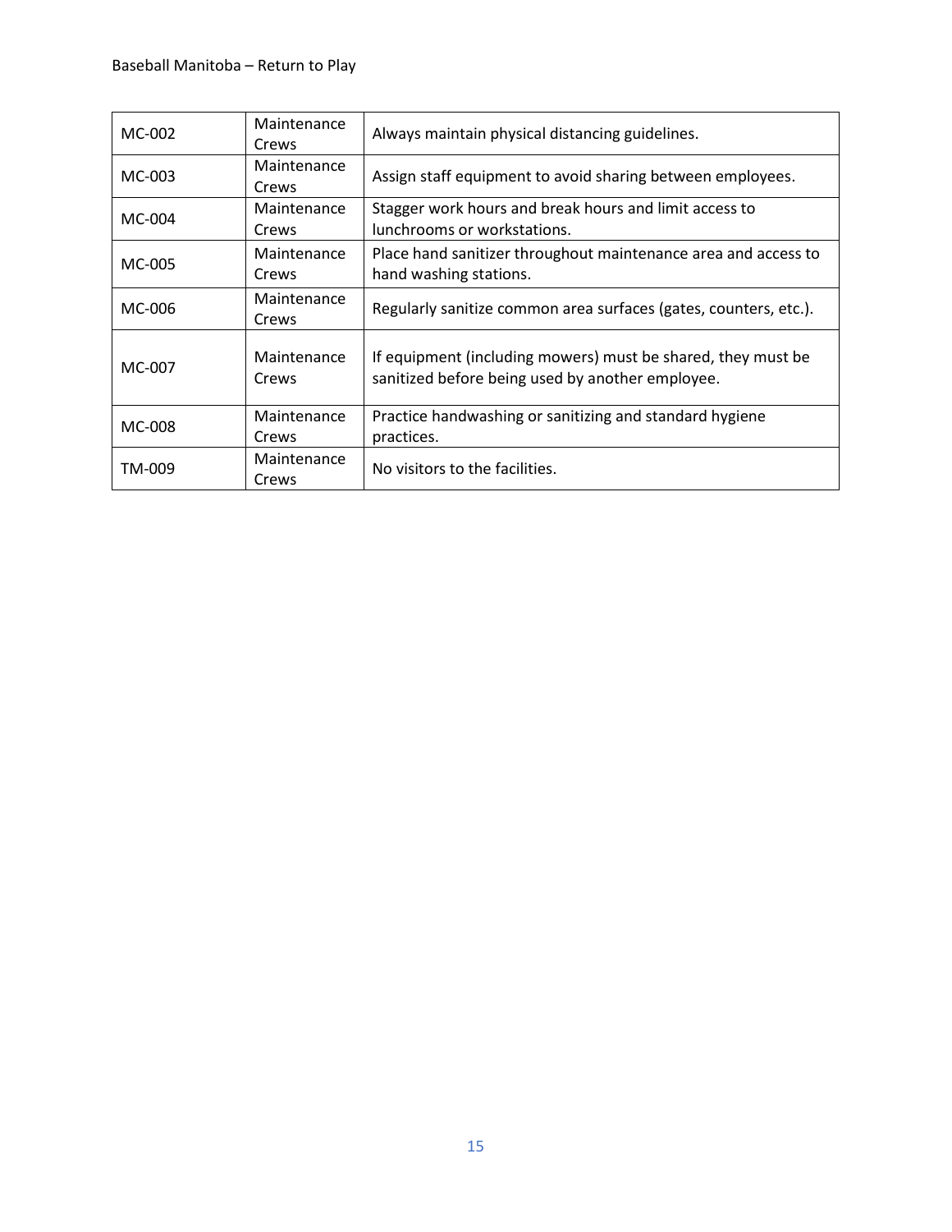| | | |
|---|---|---|
| MC-002 | Maintenance Crews | Always maintain physical distancing guidelines. |
| MC-003 | Maintenance Crews | Assign staff equipment to avoid sharing between employees. |
| MC-004 | Maintenance Crews | Stagger work hours and break hours and limit access to lunchrooms or workstations. |
| MC-005 | Maintenance Crews | Place hand sanitizer throughout maintenance area and access to hand washing stations. |
| MC-006 | Maintenance Crews | Regularly sanitize common area surfaces (gates, counters, etc.). |
| MC-007 | Maintenance Crews | If equipment (including mowers) must be shared, they must be sanitized before being used by another employee. |
| MC-008 | Maintenance Crews | Practice handwashing or sanitizing and standard hygiene practices. |
| TM-009 | Maintenance Crews | No visitors to the facilities. |